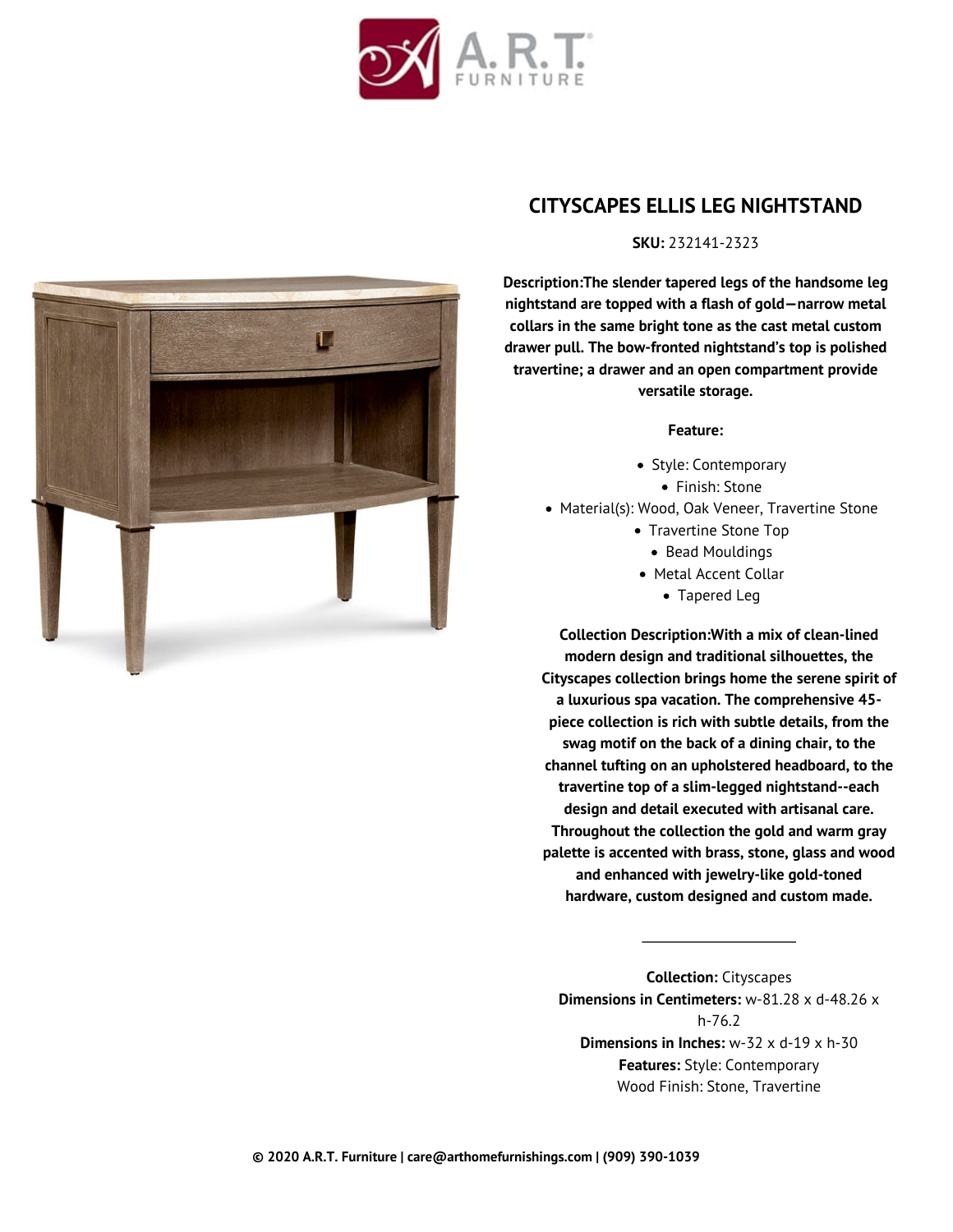# CITYSCAPES ELLIS LEG NIGHTSTAND

**SKU:** 232141-2323

**Description:The slender tapered legs of the handsome leg nightstand are topped with a flash of gold—narrow metal collars in the same bright tone as the cast metal custom drawer pull. The bow-fronted nightstand's top is polished travertine; a drawer and an open compartment provide versatile storage.**

**Feature:**

- Style: Contemporary
- Finish: Stone
- Material(s): Wood, Oak Veneer, Travertine Stone
- Travertine Stone Top
- Bead Mouldings
- Metal Accent Collar
- Tapered Leg

**Collection Description:With a mix of clean-lined modern design and traditional silhouettes, the Cityscapes collection brings home the serene spirit of a luxurious spa vacation. The comprehensive 45-piece collection is rich with subtle details, from the swag motif on the back of a dining chair, to the channel tufting on an upholstered headboard, to the travertine top of a slim-legged nightstand--each design and detail executed with artisanal care. Throughout the collection the gold and warm gray palette is accented with brass, stone, glass and wood and enhanced with jewelry-like gold-toned hardware, custom designed and custom made.**

---

**Collection:** Cityscapes
**Dimensions in Centimeters:** w-81.28 x d-48.26 x h-76.2
**Dimensions in Inches:** w-32 x d-19 x h-30
**Features:** Style: Contemporary
Wood Finish: Stone, Travertine

**© 2020 A.R.T. Furniture | care@arthomefurnishings.com | (909) 390-1039**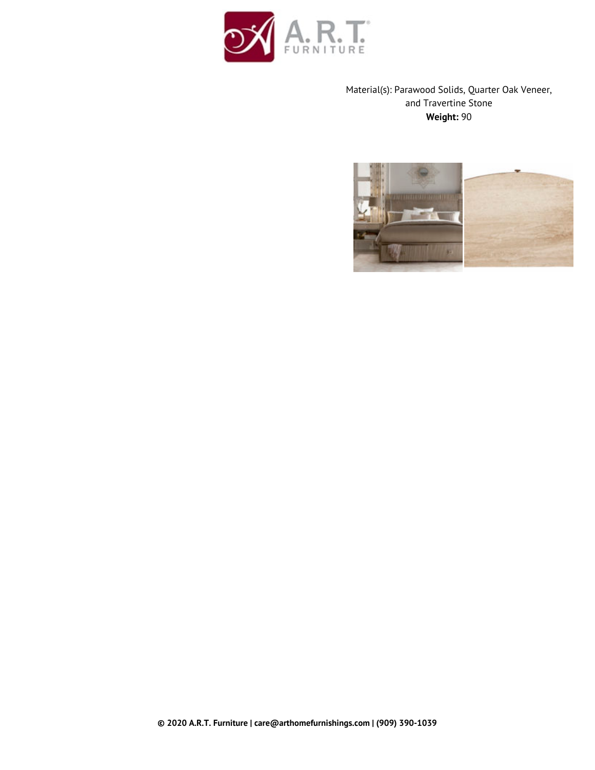Material(s): Parawood Solids, Quarter Oak Veneer, and Travertine Stone

**Weight:** 90

**© 2020 A.R.T. Furniture | care@arthomefurnishings.com | (909) 390-1039**